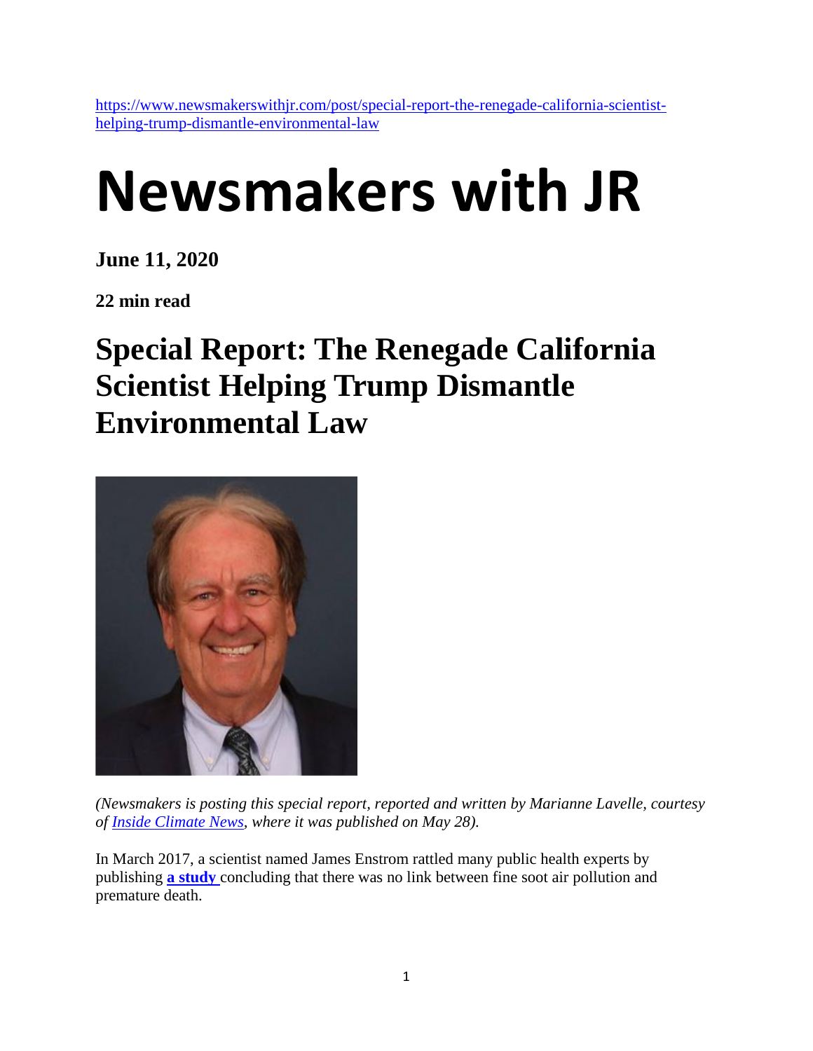https://www.newsmakerswithjr.com/post/special-report-the-renegade-california-scientist-helping-trump-dismantle-environmental-law

# Newsmakers with JR

**June 11, 2020**

**22 min read**

## Special Report: The Renegade California Scientist Helping Trump Dismantle Environmental Law

*(Newsmakers is posting this special report, reported and written by Marianne Lavelle, courtesy of [Inside Climate News](), where it was published on May 28).*

In March 2017, a scientist named James Enstrom rattled many public health experts by publishing **[a study]()** concluding that there was no link between fine soot air pollution and premature death.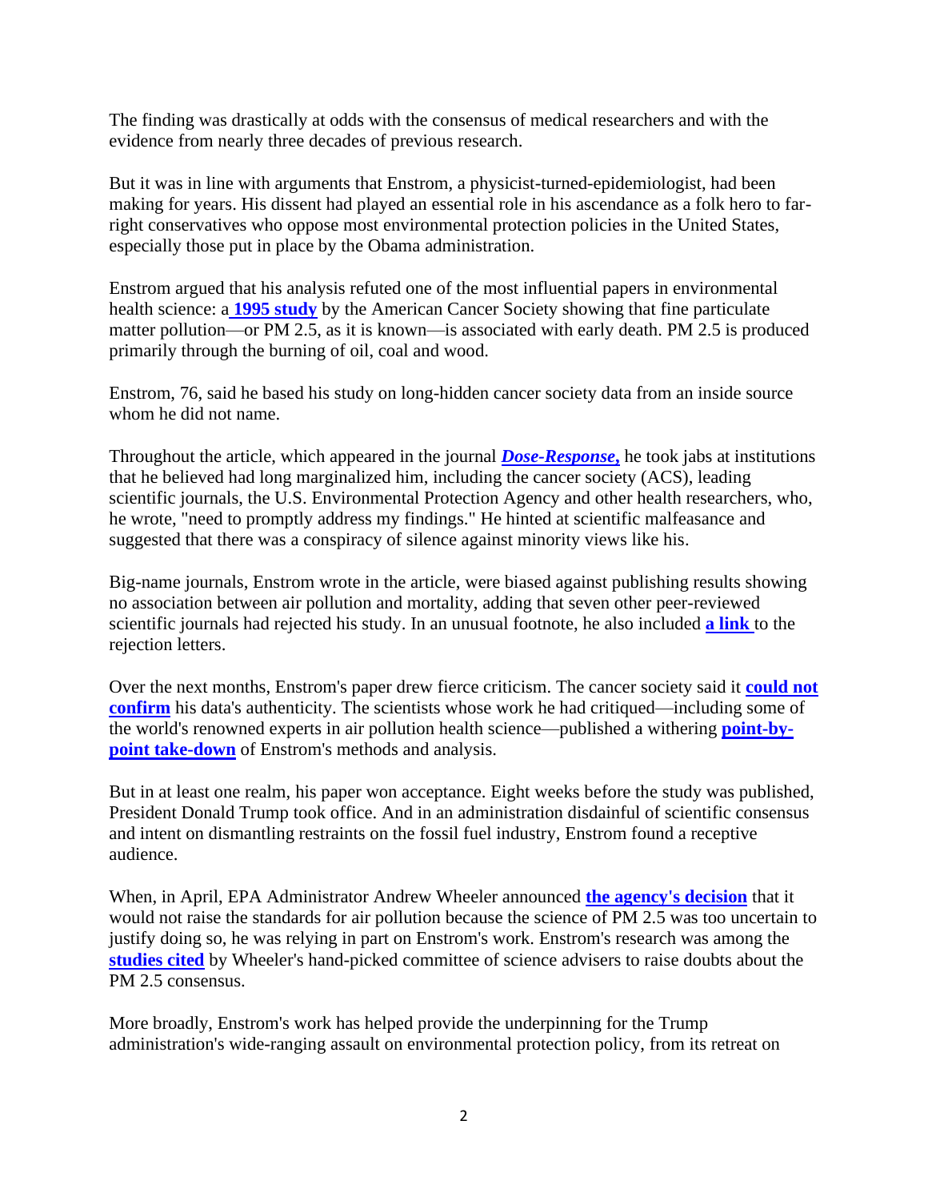The finding was drastically at odds with the consensus of medical researchers and with the evidence from nearly three decades of previous research.

But it was in line with arguments that Enstrom, a physicist-turned-epidemiologist, had been making for years. His dissent had played an essential role in his ascendance as a folk hero to far-right conservatives who oppose most environmental protection policies in the United States, especially those put in place by the Obama administration.

Enstrom argued that his analysis refuted one of the most influential papers in environmental health science: a **1995 study** by the American Cancer Society showing that fine particulate matter pollution—or PM 2.5, as it is known—is associated with early death. PM 2.5 is produced primarily through the burning of oil, coal and wood.

Enstrom, 76, said he based his study on long-hidden cancer society data from an inside source whom he did not name.

Throughout the article, which appeared in the journal ***Dose-Response,*** he took jabs at institutions that he believed had long marginalized him, including the cancer society (ACS), leading scientific journals, the U.S. Environmental Protection Agency and other health researchers, who, he wrote, "need to promptly address my findings." He hinted at scientific malfeasance and suggested that there was a conspiracy of silence against minority views like his.

Big-name journals, Enstrom wrote in the article, were biased against publishing results showing no association between air pollution and mortality, adding that seven other peer-reviewed scientific journals had rejected his study. In an unusual footnote, he also included **a link** to the rejection letters.

Over the next months, Enstrom's paper drew fierce criticism. The cancer society said it **could not confirm** his data's authenticity. The scientists whose work he had critiqued—including some of the world's renowned experts in air pollution health science—published a withering **point-by-point take-down** of Enstrom's methods and analysis.

But in at least one realm, his paper won acceptance. Eight weeks before the study was published, President Donald Trump took office. And in an administration disdainful of scientific consensus and intent on dismantling restraints on the fossil fuel industry, Enstrom found a receptive audience.

When, in April, EPA Administrator Andrew Wheeler announced **the agency's decision** that it would not raise the standards for air pollution because the science of PM 2.5 was too uncertain to justify doing so, he was relying in part on Enstrom's work. Enstrom's research was among the **studies cited** by Wheeler's hand-picked committee of science advisers to raise doubts about the PM 2.5 consensus.

More broadly, Enstrom's work has helped provide the underpinning for the Trump administration's wide-ranging assault on environmental protection policy, from its retreat on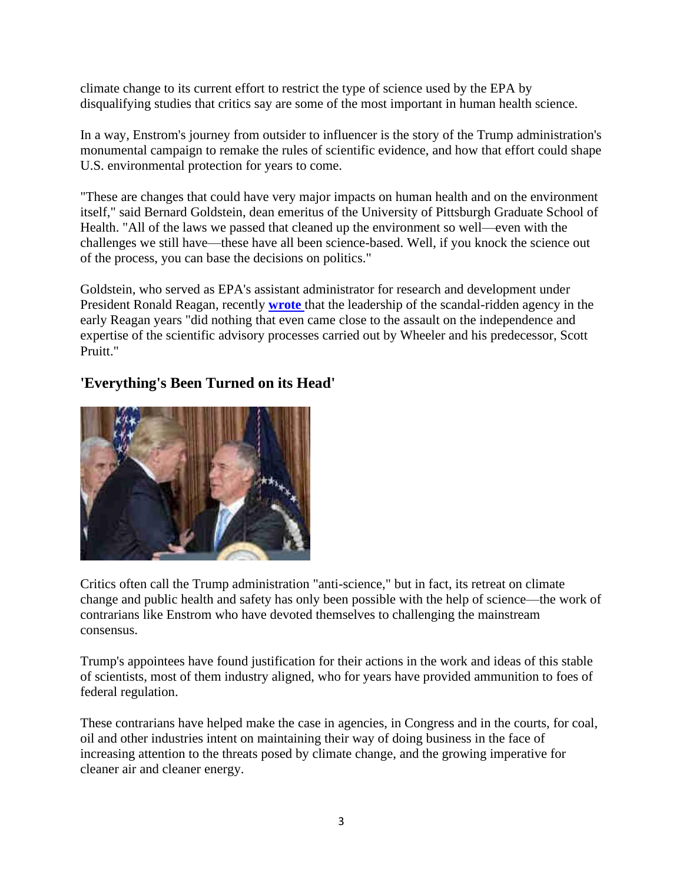climate change to its current effort to restrict the type of science used by the EPA by disqualifying studies that critics say are some of the most important in human health science.

In a way, Enstrom's journey from outsider to influencer is the story of the Trump administration's monumental campaign to remake the rules of scientific evidence, and how that effort could shape U.S. environmental protection for years to come.

"These are changes that could have very major impacts on human health and on the environment itself," said Bernard Goldstein, dean emeritus of the University of Pittsburgh Graduate School of Health. "All of the laws we passed that cleaned up the environment so well—even with the challenges we still have—these have all been science-based. Well, if you knock the science out of the process, you can base the decisions on politics."

Goldstein, who served as EPA's assistant administrator for research and development under President Ronald Reagan, recently **wrote** that the leadership of the scandal-ridden agency in the early Reagan years "did nothing that even came close to the assault on the independence and expertise of the scientific advisory processes carried out by Wheeler and his predecessor, Scott Pruitt."

## 'Everything's Been Turned on its Head'

Critics often call the Trump administration "anti-science," but in fact, its retreat on climate change and public health and safety has only been possible with the help of science—the work of contrarians like Enstrom who have devoted themselves to challenging the mainstream consensus.

Trump's appointees have found justification for their actions in the work and ideas of this stable of scientists, most of them industry aligned, who for years have provided ammunition to foes of federal regulation.

These contrarians have helped make the case in agencies, in Congress and in the courts, for coal, oil and other industries intent on maintaining their way of doing business in the face of increasing attention to the threats posed by climate change, and the growing imperative for cleaner air and cleaner energy.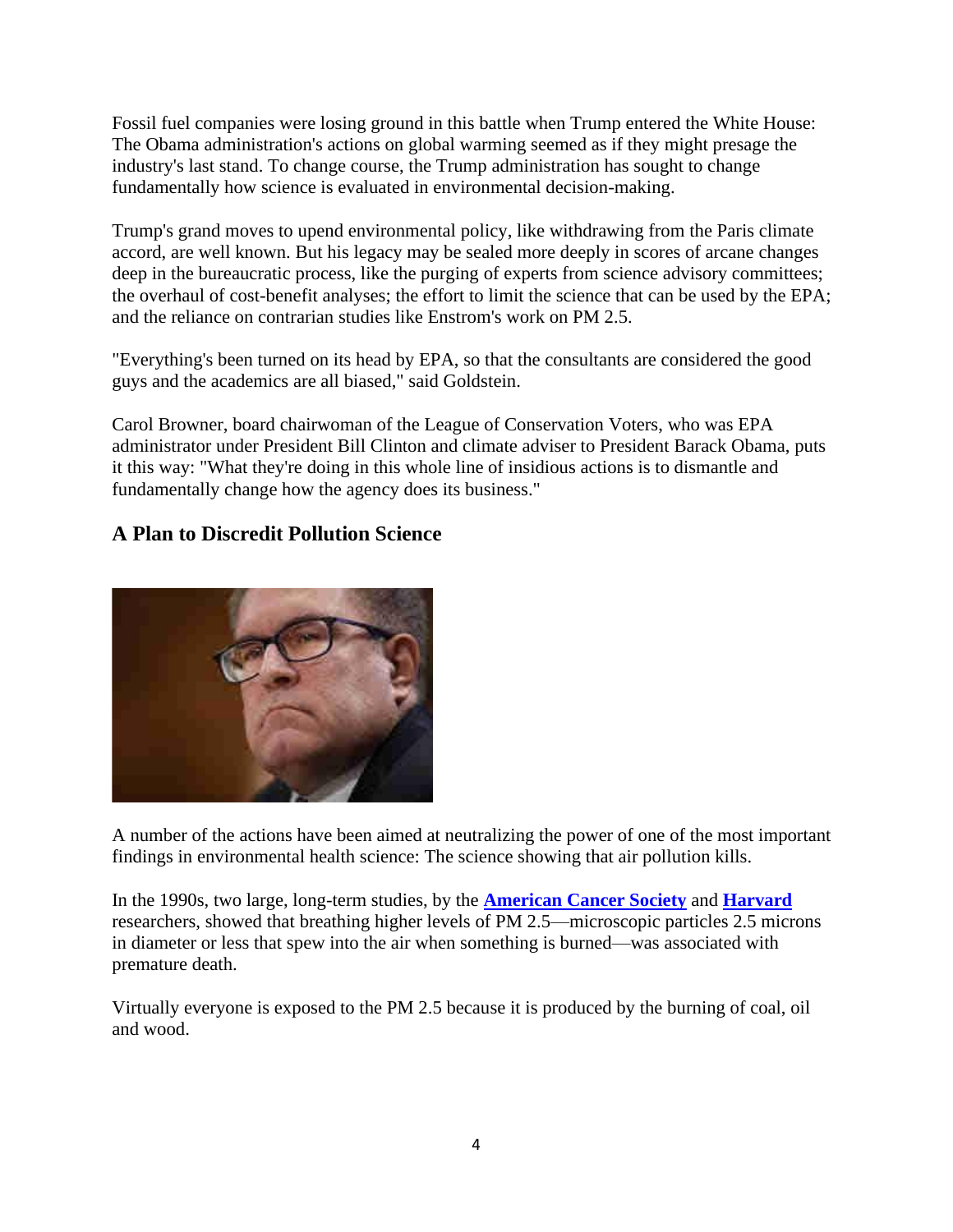Fossil fuel companies were losing ground in this battle when Trump entered the White House: The Obama administration's actions on global warming seemed as if they might presage the industry's last stand. To change course, the Trump administration has sought to change fundamentally how science is evaluated in environmental decision-making.

Trump's grand moves to upend environmental policy, like withdrawing from the Paris climate accord, are well known. But his legacy may be sealed more deeply in scores of arcane changes deep in the bureaucratic process, like the purging of experts from science advisory committees; the overhaul of cost-benefit analyses; the effort to limit the science that can be used by the EPA; and the reliance on contrarian studies like Enstrom's work on PM 2.5.

"Everything's been turned on its head by EPA, so that the consultants are considered the good guys and the academics are all biased," said Goldstein.

Carol Browner, board chairwoman of the League of Conservation Voters, who was EPA administrator under President Bill Clinton and climate adviser to President Barack Obama, puts it this way: "What they're doing in this whole line of insidious actions is to dismantle and fundamentally change how the agency does its business."

### A Plan to Discredit Pollution Science

A number of the actions have been aimed at neutralizing the power of one of the most important findings in environmental health science: The science showing that air pollution kills.

In the 1990s, two large, long-term studies, by the **American Cancer Society** and **Harvard** researchers, showed that breathing higher levels of PM 2.5—microscopic particles 2.5 microns in diameter or less that spew into the air when something is burned—was associated with premature death.

Virtually everyone is exposed to the PM 2.5 because it is produced by the burning of coal, oil and wood.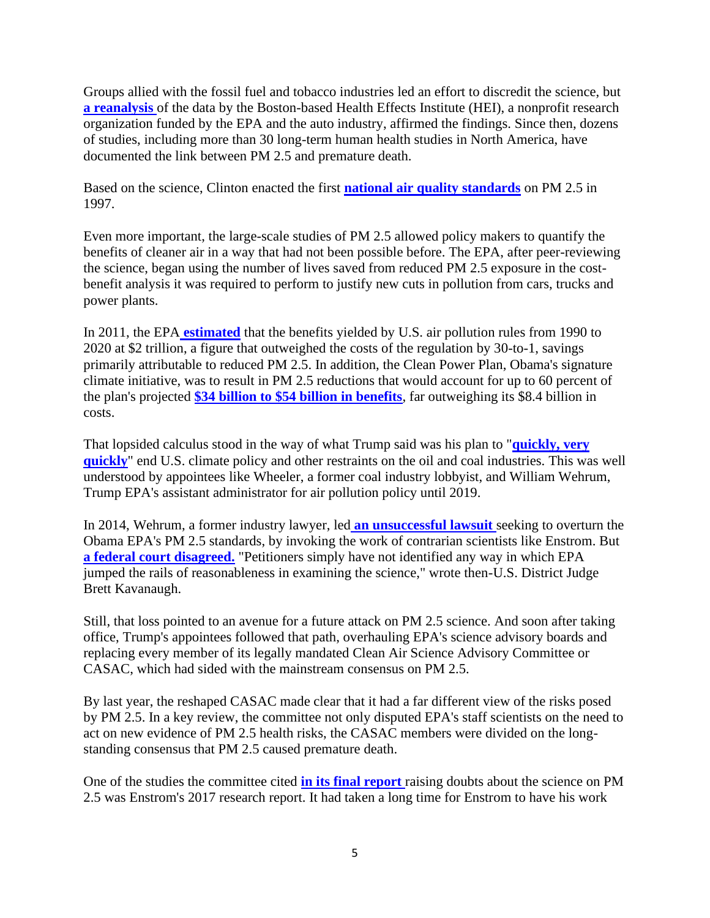Groups allied with the fossil fuel and tobacco industries led an effort to discredit the science, but **a reanalysis** of the data by the Boston-based Health Effects Institute (HEI), a nonprofit research organization funded by the EPA and the auto industry, affirmed the findings. Since then, dozens of studies, including more than 30 long-term human health studies in North America, have documented the link between PM 2.5 and premature death.

Based on the science, Clinton enacted the first **national air quality standards** on PM 2.5 in 1997.

Even more important, the large-scale studies of PM 2.5 allowed policy makers to quantify the benefits of cleaner air in a way that had not been possible before. The EPA, after peer-reviewing the science, began using the number of lives saved from reduced PM 2.5 exposure in the cost-benefit analysis it was required to perform to justify new cuts in pollution from cars, trucks and power plants.

In 2011, the EPA **estimated** that the benefits yielded by U.S. air pollution rules from 1990 to 2020 at $2 trillion, a figure that outweighed the costs of the regulation by 30-to-1, savings primarily attributable to reduced PM 2.5. In addition, the Clean Power Plan, Obama's signature climate initiative, was to result in PM 2.5 reductions that would account for up to 60 percent of the plan's projected **$34 billion to $54 billion in benefits**, far outweighing its $8.4 billion in costs.

That lopsided calculus stood in the way of what Trump said was his plan to "**quickly, very quickly**" end U.S. climate policy and other restraints on the oil and coal industries. This was well understood by appointees like Wheeler, a former coal industry lobbyist, and William Wehrum, Trump EPA's assistant administrator for air pollution policy until 2019.

In 2014, Wehrum, a former industry lawyer, led **an unsuccessful lawsuit** seeking to overturn the Obama EPA's PM 2.5 standards, by invoking the work of contrarian scientists like Enstrom. But **a federal court disagreed.** "Petitioners simply have not identified any way in which EPA jumped the rails of reasonableness in examining the science," wrote then-U.S. District Judge Brett Kavanaugh.

Still, that loss pointed to an avenue for a future attack on PM 2.5 science. And soon after taking office, Trump's appointees followed that path, overhauling EPA's science advisory boards and replacing every member of its legally mandated Clean Air Science Advisory Committee or CASAC, which had sided with the mainstream consensus on PM 2.5.

By last year, the reshaped CASAC made clear that it had a far different view of the risks posed by PM 2.5. In a key review, the committee not only disputed EPA's staff scientists on the need to act on new evidence of PM 2.5 health risks, the CASAC members were divided on the long-standing consensus that PM 2.5 caused premature death.

One of the studies the committee cited **in its final report** raising doubts about the science on PM 2.5 was Enstrom's 2017 research report. It had taken a long time for Enstrom to have his work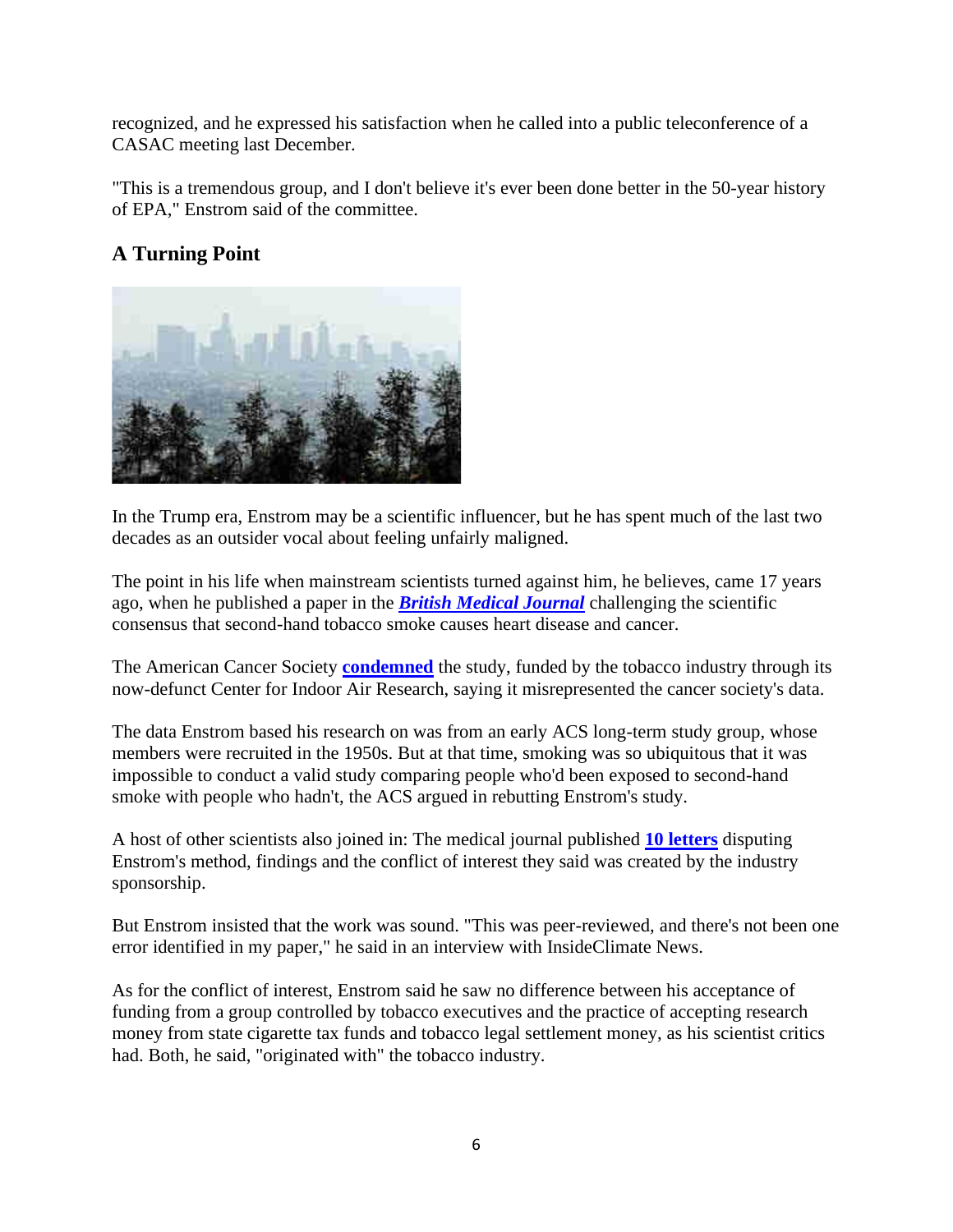recognized, and he expressed his satisfaction when he called into a public teleconference of a CASAC meeting last December.

"This is a tremendous group, and I don't believe it's ever been done better in the 50-year history of EPA," Enstrom said of the committee.

## A Turning Point

In the Trump era, Enstrom may be a scientific influencer, but he has spent much of the last two decades as an outsider vocal about feeling unfairly maligned.

The point in his life when mainstream scientists turned against him, he believes, came 17 years ago, when he published a paper in the ***British Medical Journal*** challenging the scientific consensus that second-hand tobacco smoke causes heart disease and cancer.

The American Cancer Society **condemned** the study, funded by the tobacco industry through its now-defunct Center for Indoor Air Research, saying it misrepresented the cancer society's data.

The data Enstrom based his research on was from an early ACS long-term study group, whose members were recruited in the 1950s. But at that time, smoking was so ubiquitous that it was impossible to conduct a valid study comparing people who'd been exposed to second-hand smoke with people who hadn't, the ACS argued in rebutting Enstrom's study.

A host of other scientists also joined in: The medical journal published **10 letters** disputing Enstrom's method, findings and the conflict of interest they said was created by the industry sponsorship.

But Enstrom insisted that the work was sound. "This was peer-reviewed, and there's not been one error identified in my paper," he said in an interview with InsideClimate News.

As for the conflict of interest, Enstrom said he saw no difference between his acceptance of funding from a group controlled by tobacco executives and the practice of accepting research money from state cigarette tax funds and tobacco legal settlement money, as his scientist critics had. Both, he said, "originated with" the tobacco industry.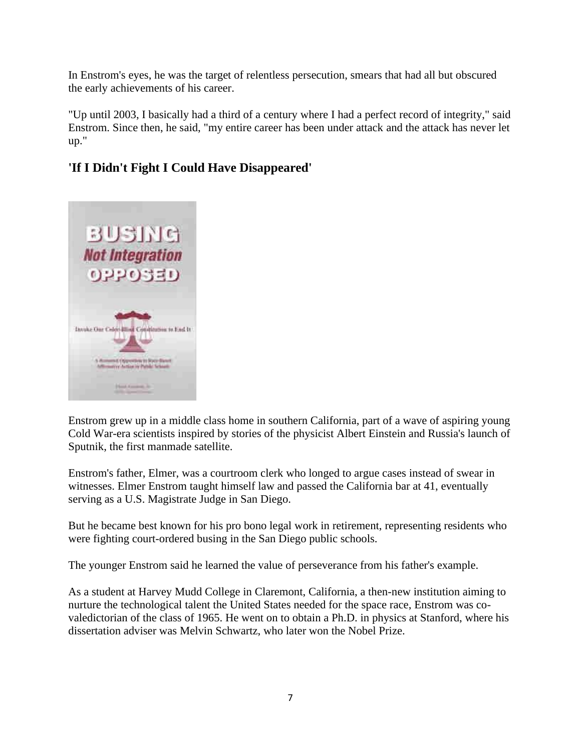In Enstrom's eyes, he was the target of relentless persecution, smears that had all but obscured the early achievements of his career.

"Up until 2003, I basically had a third of a century where I had a perfect record of integrity," said Enstrom. Since then, he said, "my entire career has been under attack and the attack has never let up."

## 'If I Didn't Fight I Could Have Disappeared'

Enstrom grew up in a middle class home in southern California, part of a wave of aspiring young Cold War-era scientists inspired by stories of the physicist Albert Einstein and Russia's launch of Sputnik, the first manmade satellite.

Enstrom's father, Elmer, was a courtroom clerk who longed to argue cases instead of swear in witnesses. Elmer Enstrom taught himself law and passed the California bar at 41, eventually serving as a U.S. Magistrate Judge in San Diego.

But he became best known for his pro bono legal work in retirement, representing residents who were fighting court-ordered busing in the San Diego public schools.

The younger Enstrom said he learned the value of perseverance from his father's example.

As a student at Harvey Mudd College in Claremont, California, a then-new institution aiming to nurture the technological talent the United States needed for the space race, Enstrom was co-valedictorian of the class of 1965. He went on to obtain a Ph.D. in physics at Stanford, where his dissertation adviser was Melvin Schwartz, who later won the Nobel Prize.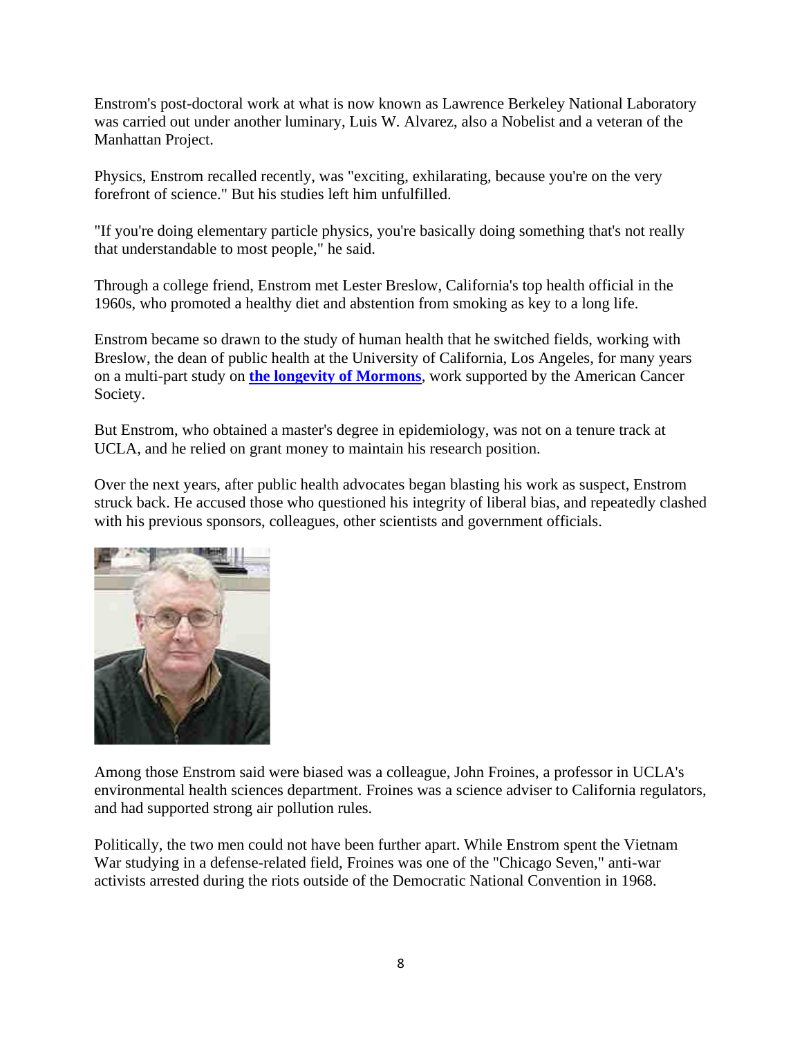Enstrom's post-doctoral work at what is now known as Lawrence Berkeley National Laboratory was carried out under another luminary, Luis W. Alvarez, also a Nobelist and a veteran of the Manhattan Project.

Physics, Enstrom recalled recently, was "exciting, exhilarating, because you're on the very forefront of science." But his studies left him unfulfilled.

"If you're doing elementary particle physics, you're basically doing something that's not really that understandable to most people," he said.

Through a college friend, Enstrom met Lester Breslow, California's top health official in the 1960s, who promoted a healthy diet and abstention from smoking as key to a long life.

Enstrom became so drawn to the study of human health that he switched fields, working with Breslow, the dean of public health at the University of California, Los Angeles, for many years on a multi-part study on **the longevity of Mormons**, work supported by the American Cancer Society.

But Enstrom, who obtained a master's degree in epidemiology, was not on a tenure track at UCLA, and he relied on grant money to maintain his research position.

Over the next years, after public health advocates began blasting his work as suspect, Enstrom struck back. He accused those who questioned his integrity of liberal bias, and repeatedly clashed with his previous sponsors, colleagues, other scientists and government officials.

Among those Enstrom said were biased was a colleague, John Froines, a professor in UCLA's environmental health sciences department. Froines was a science adviser to California regulators, and had supported strong air pollution rules.

Politically, the two men could not have been further apart. While Enstrom spent the Vietnam War studying in a defense-related field, Froines was one of the "Chicago Seven," anti-war activists arrested during the riots outside of the Democratic National Convention in 1968.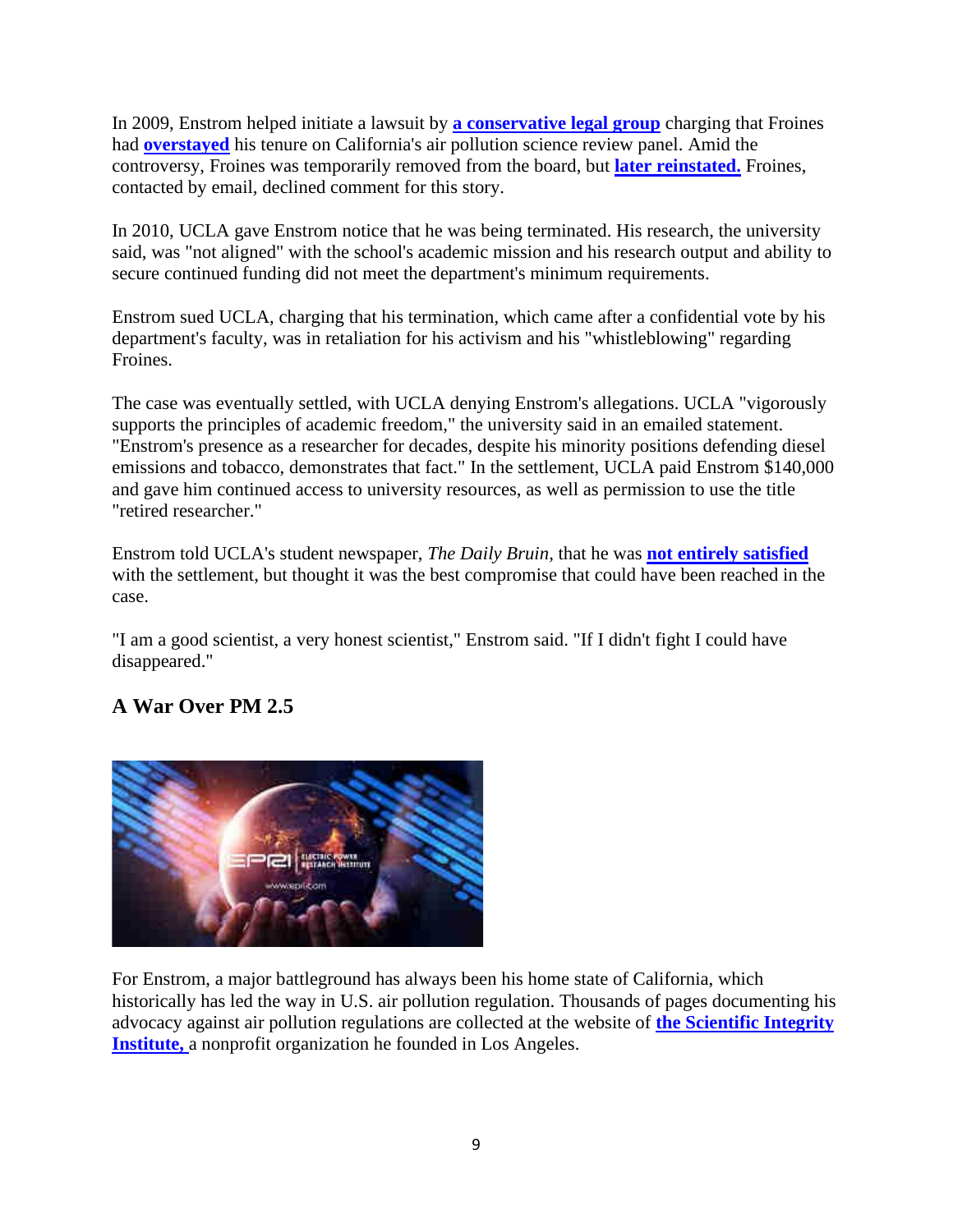In 2009, Enstrom helped initiate a lawsuit by **a conservative legal group** charging that Froines had **overstayed** his tenure on California's air pollution science review panel. Amid the controversy, Froines was temporarily removed from the board, but **later reinstated.** Froines, contacted by email, declined comment for this story.

In 2010, UCLA gave Enstrom notice that he was being terminated. His research, the university said, was "not aligned" with the school's academic mission and his research output and ability to secure continued funding did not meet the department's minimum requirements.

Enstrom sued UCLA, charging that his termination, which came after a confidential vote by his department's faculty, was in retaliation for his activism and his "whistleblowing" regarding Froines.

The case was eventually settled, with UCLA denying Enstrom's allegations. UCLA "vigorously supports the principles of academic freedom," the university said in an emailed statement. "Enstrom's presence as a researcher for decades, despite his minority positions defending diesel emissions and tobacco, demonstrates that fact." In the settlement, UCLA paid Enstrom $140,000 and gave him continued access to university resources, as well as permission to use the title "retired researcher."

Enstrom told UCLA's student newspaper, *The Daily Bruin*, that he was **not entirely satisfied** with the settlement, but thought it was the best compromise that could have been reached in the case.

"I am a good scientist, a very honest scientist," Enstrom said. "If I didn't fight I could have disappeared."

### A War Over PM 2.5

For Enstrom, a major battleground has always been his home state of California, which historically has led the way in U.S. air pollution regulation. Thousands of pages documenting his advocacy against air pollution regulations are collected at the website of **the Scientific Integrity Institute,** a nonprofit organization he founded in Los Angeles.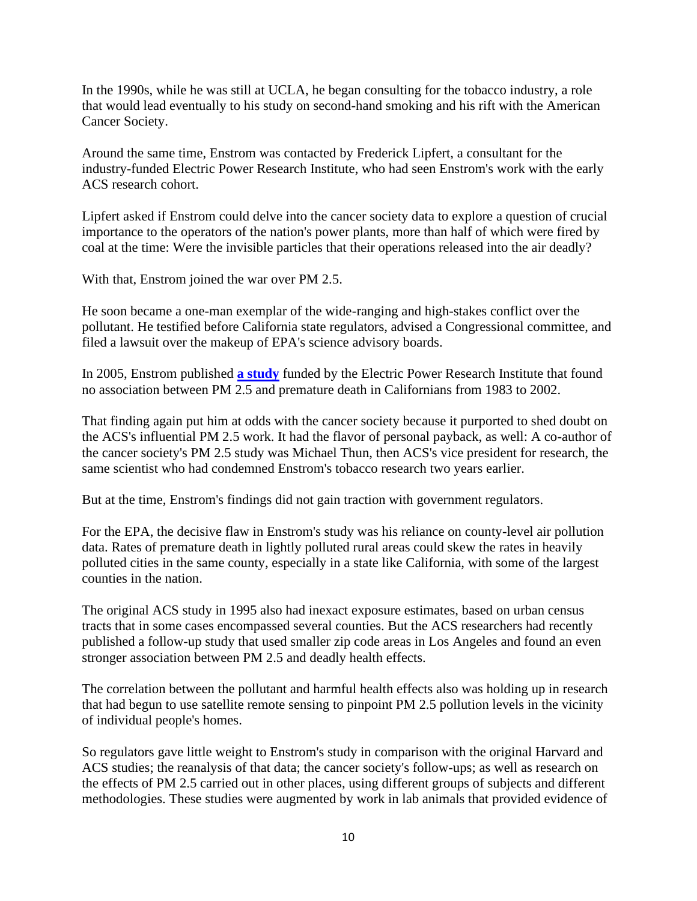In the 1990s, while he was still at UCLA, he began consulting for the tobacco industry, a role that would lead eventually to his study on second-hand smoking and his rift with the American Cancer Society.

Around the same time, Enstrom was contacted by Frederick Lipfert, a consultant for the industry-funded Electric Power Research Institute, who had seen Enstrom's work with the early ACS research cohort.

Lipfert asked if Enstrom could delve into the cancer society data to explore a question of crucial importance to the operators of the nation's power plants, more than half of which were fired by coal at the time: Were the invisible particles that their operations released into the air deadly?

With that, Enstrom joined the war over PM 2.5.

He soon became a one-man exemplar of the wide-ranging and high-stakes conflict over the pollutant. He testified before California state regulators, advised a Congressional committee, and filed a lawsuit over the makeup of EPA's science advisory boards.

In 2005, Enstrom published **a study** funded by the Electric Power Research Institute that found no association between PM 2.5 and premature death in Californians from 1983 to 2002.

That finding again put him at odds with the cancer society because it purported to shed doubt on the ACS's influential PM 2.5 work. It had the flavor of personal payback, as well: A co-author of the cancer society's PM 2.5 study was Michael Thun, then ACS's vice president for research, the same scientist who had condemned Enstrom's tobacco research two years earlier.

But at the time, Enstrom's findings did not gain traction with government regulators.

For the EPA, the decisive flaw in Enstrom's study was his reliance on county-level air pollution data. Rates of premature death in lightly polluted rural areas could skew the rates in heavily polluted cities in the same county, especially in a state like California, with some of the largest counties in the nation.

The original ACS study in 1995 also had inexact exposure estimates, based on urban census tracts that in some cases encompassed several counties. But the ACS researchers had recently published a follow-up study that used smaller zip code areas in Los Angeles and found an even stronger association between PM 2.5 and deadly health effects.

The correlation between the pollutant and harmful health effects also was holding up in research that had begun to use satellite remote sensing to pinpoint PM 2.5 pollution levels in the vicinity of individual people's homes.

So regulators gave little weight to Enstrom's study in comparison with the original Harvard and ACS studies; the reanalysis of that data; the cancer society's follow-ups; as well as research on the effects of PM 2.5 carried out in other places, using different groups of subjects and different methodologies. These studies were augmented by work in lab animals that provided evidence of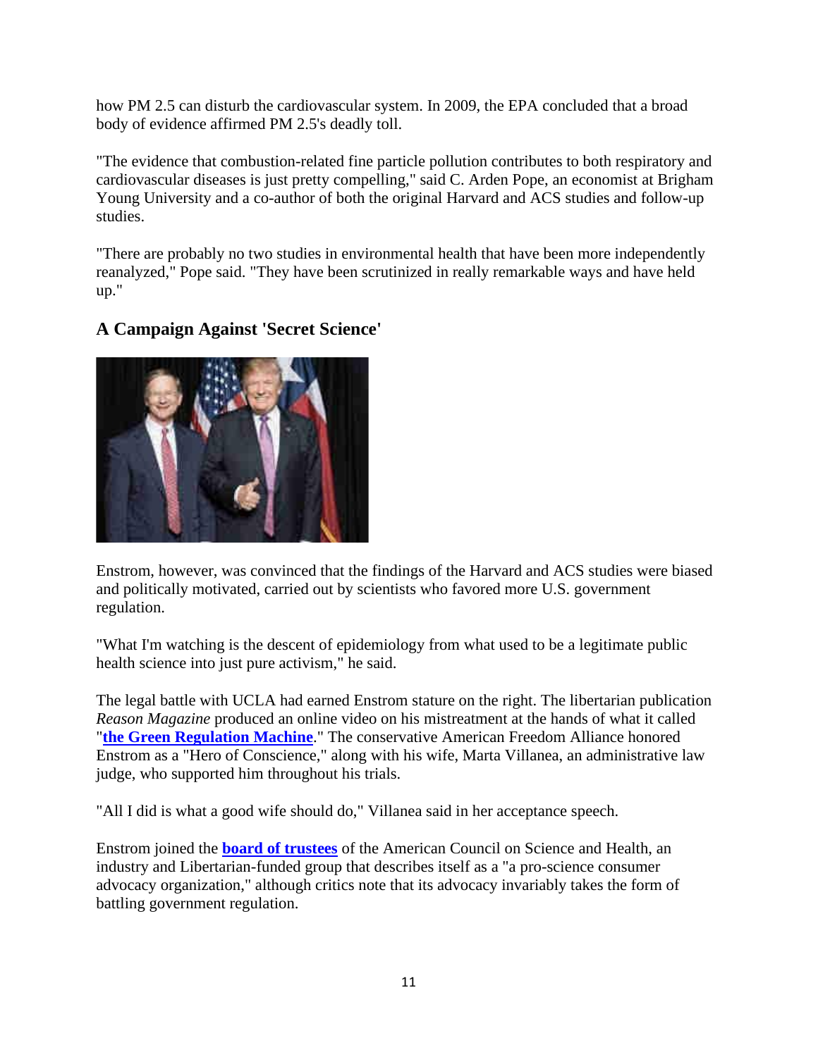how PM 2.5 can disturb the cardiovascular system. In 2009, the EPA concluded that a broad body of evidence affirmed PM 2.5's deadly toll.

"The evidence that combustion-related fine particle pollution contributes to both respiratory and cardiovascular diseases is just pretty compelling," said C. Arden Pope, an economist at Brigham Young University and a co-author of both the original Harvard and ACS studies and follow-up studies.

"There are probably no two studies in environmental health that have been more independently reanalyzed," Pope said. "They have been scrutinized in really remarkable ways and have held up."

### A Campaign Against 'Secret Science'

Enstrom, however, was convinced that the findings of the Harvard and ACS studies were biased and politically motivated, carried out by scientists who favored more U.S. government regulation.

"What I'm watching is the descent of epidemiology from what used to be a legitimate public health science into just pure activism," he said.

The legal battle with UCLA had earned Enstrom stature on the right. The libertarian publication *Reason Magazine* produced an online video on his mistreatment at the hands of what it called "**the Green Regulation Machine**." The conservative American Freedom Alliance honored Enstrom as a "Hero of Conscience," along with his wife, Marta Villanea, an administrative law judge, who supported him throughout his trials.

"All I did is what a good wife should do," Villanea said in her acceptance speech.

Enstrom joined the **board of trustees** of the American Council on Science and Health, an industry and Libertarian-funded group that describes itself as a "a pro-science consumer advocacy organization," although critics note that its advocacy invariably takes the form of battling government regulation.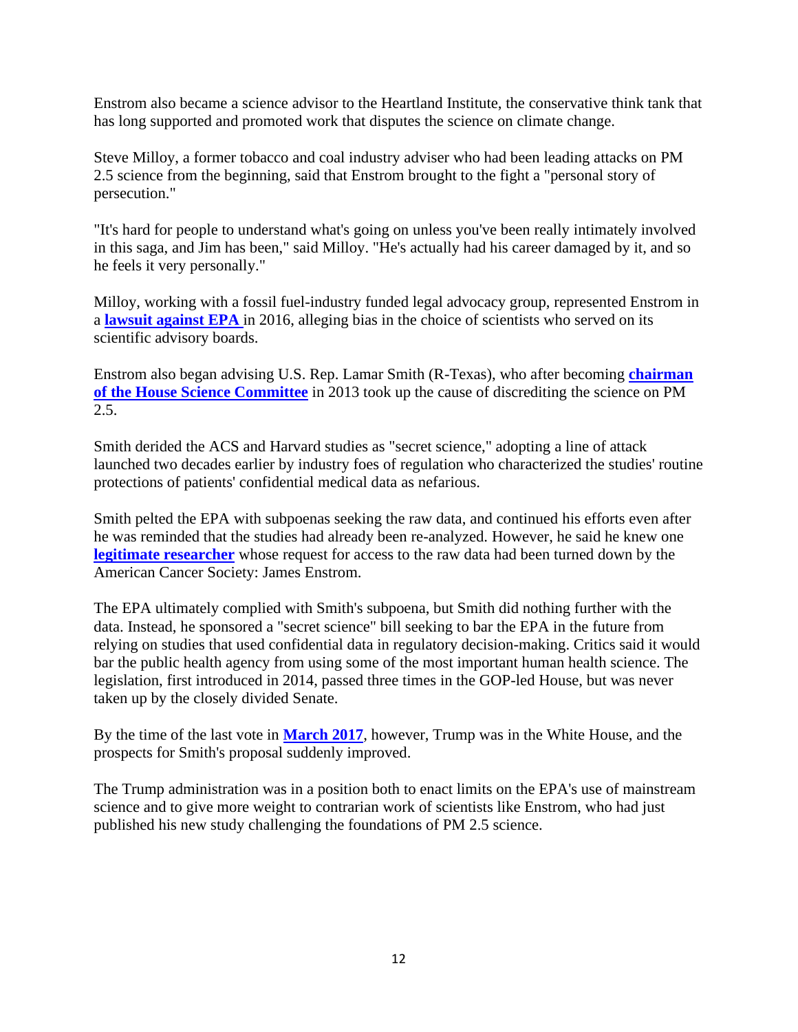Enstrom also became a science advisor to the Heartland Institute, the conservative think tank that has long supported and promoted work that disputes the science on climate change.

Steve Milloy, a former tobacco and coal industry adviser who had been leading attacks on PM 2.5 science from the beginning, said that Enstrom brought to the fight a "personal story of persecution."

"It's hard for people to understand what's going on unless you've been really intimately involved in this saga, and Jim has been," said Milloy. "He's actually had his career damaged by it, and so he feels it very personally."

Milloy, working with a fossil fuel-industry funded legal advocacy group, represented Enstrom in a **lawsuit against EPA** in 2016, alleging bias in the choice of scientists who served on its scientific advisory boards.

Enstrom also began advising U.S. Rep. Lamar Smith (R-Texas), who after becoming **chairman of the House Science Committee** in 2013 took up the cause of discrediting the science on PM 2.5.

Smith derided the ACS and Harvard studies as "secret science," adopting a line of attack launched two decades earlier by industry foes of regulation who characterized the studies' routine protections of patients' confidential medical data as nefarious.

Smith pelted the EPA with subpoenas seeking the raw data, and continued his efforts even after he was reminded that the studies had already been re-analyzed. However, he said he knew one **legitimate researcher** whose request for access to the raw data had been turned down by the American Cancer Society: James Enstrom.

The EPA ultimately complied with Smith's subpoena, but Smith did nothing further with the data. Instead, he sponsored a "secret science" bill seeking to bar the EPA in the future from relying on studies that used confidential data in regulatory decision-making. Critics said it would bar the public health agency from using some of the most important human health science. The legislation, first introduced in 2014, passed three times in the GOP-led House, but was never taken up by the closely divided Senate.

By the time of the last vote in **March 2017**, however, Trump was in the White House, and the prospects for Smith's proposal suddenly improved.

The Trump administration was in a position both to enact limits on the EPA's use of mainstream science and to give more weight to contrarian work of scientists like Enstrom, who had just published his new study challenging the foundations of PM 2.5 science.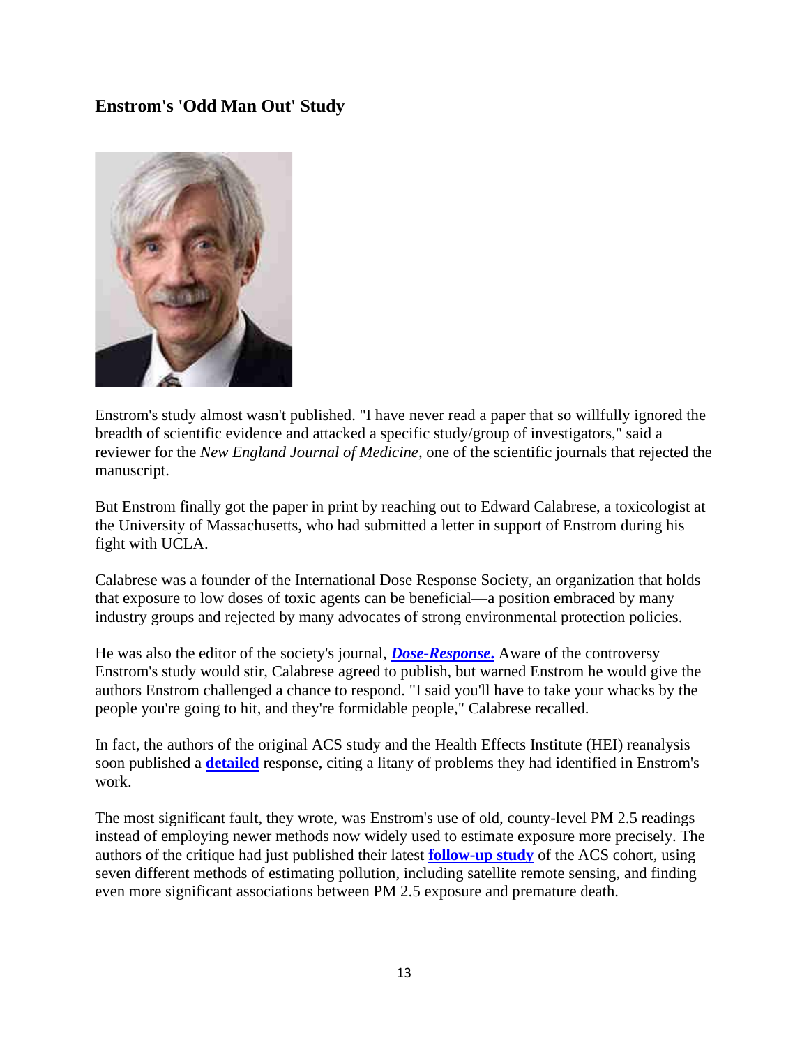### Enstrom's 'Odd Man Out' Study

Enstrom's study almost wasn't published. "I have never read a paper that so willfully ignored the breadth of scientific evidence and attacked a specific study/group of investigators," said a reviewer for the *New England Journal of Medicine*, one of the scientific journals that rejected the manuscript.

But Enstrom finally got the paper in print by reaching out to Edward Calabrese, a toxicologist at the University of Massachusetts, who had submitted a letter in support of Enstrom during his fight with UCLA.

Calabrese was a founder of the International Dose Response Society, an organization that holds that exposure to low doses of toxic agents can be beneficial—a position embraced by many industry groups and rejected by many advocates of strong environmental protection policies.

He was also the editor of the society's journal, ***Dose-Response*.** Aware of the controversy Enstrom's study would stir, Calabrese agreed to publish, but warned Enstrom he would give the authors Enstrom challenged a chance to respond. "I said you'll have to take your whacks by the people you're going to hit, and they're formidable people," Calabrese recalled.

In fact, the authors of the original ACS study and the Health Effects Institute (HEI) reanalysis soon published a **detailed** response, citing a litany of problems they had identified in Enstrom's work.

The most significant fault, they wrote, was Enstrom's use of old, county-level PM 2.5 readings instead of employing newer methods now widely used to estimate exposure more precisely. The authors of the critique had just published their latest **follow-up study** of the ACS cohort, using seven different methods of estimating pollution, including satellite remote sensing, and finding even more significant associations between PM 2.5 exposure and premature death.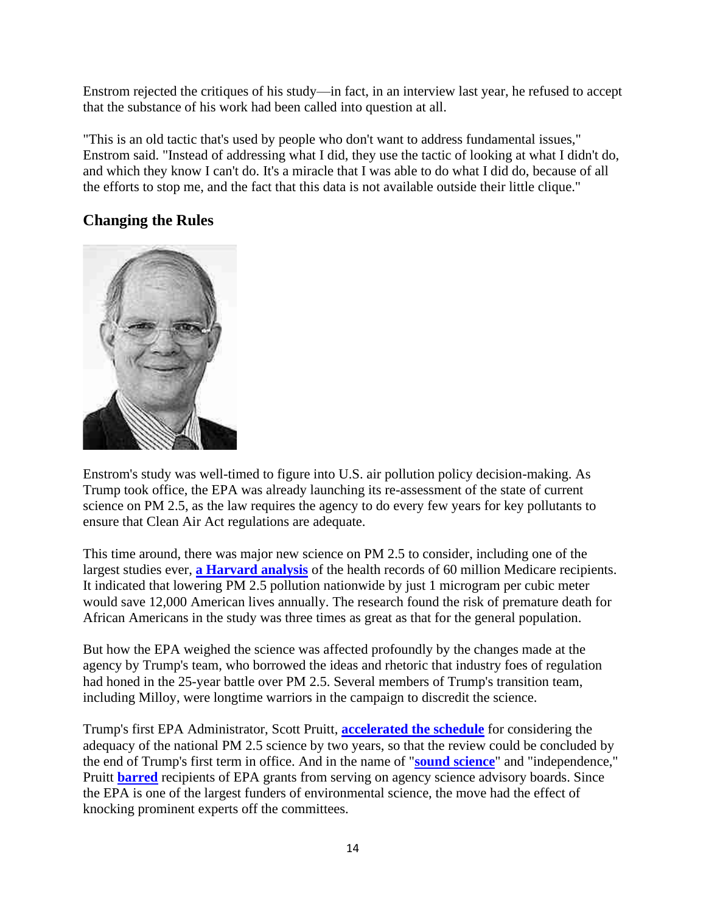Enstrom rejected the critiques of his study—in fact, in an interview last year, he refused to accept that the substance of his work had been called into question at all.

"This is an old tactic that's used by people who don't want to address fundamental issues," Enstrom said. "Instead of addressing what I did, they use the tactic of looking at what I didn't do, and which they know I can't do. It's a miracle that I was able to do what I did do, because of all the efforts to stop me, and the fact that this data is not available outside their little clique."

## Changing the Rules

Enstrom's study was well-timed to figure into U.S. air pollution policy decision-making. As Trump took office, the EPA was already launching its re-assessment of the state of current science on PM 2.5, as the law requires the agency to do every few years for key pollutants to ensure that Clean Air Act regulations are adequate.

This time around, there was major new science on PM 2.5 to consider, including one of the largest studies ever, **a Harvard analysis** of the health records of 60 million Medicare recipients. It indicated that lowering PM 2.5 pollution nationwide by just 1 microgram per cubic meter would save 12,000 American lives annually. The research found the risk of premature death for African Americans in the study was three times as great as that for the general population.

But how the EPA weighed the science was affected profoundly by the changes made at the agency by Trump's team, who borrowed the ideas and rhetoric that industry foes of regulation had honed in the 25-year battle over PM 2.5. Several members of Trump's transition team, including Milloy, were longtime warriors in the campaign to discredit the science.

Trump's first EPA Administrator, Scott Pruitt, **accelerated the schedule** for considering the adequacy of the national PM 2.5 science by two years, so that the review could be concluded by the end of Trump's first term in office. And in the name of "**sound science**" and "independence," Pruitt **barred** recipients of EPA grants from serving on agency science advisory boards. Since the EPA is one of the largest funders of environmental science, the move had the effect of knocking prominent experts off the committees.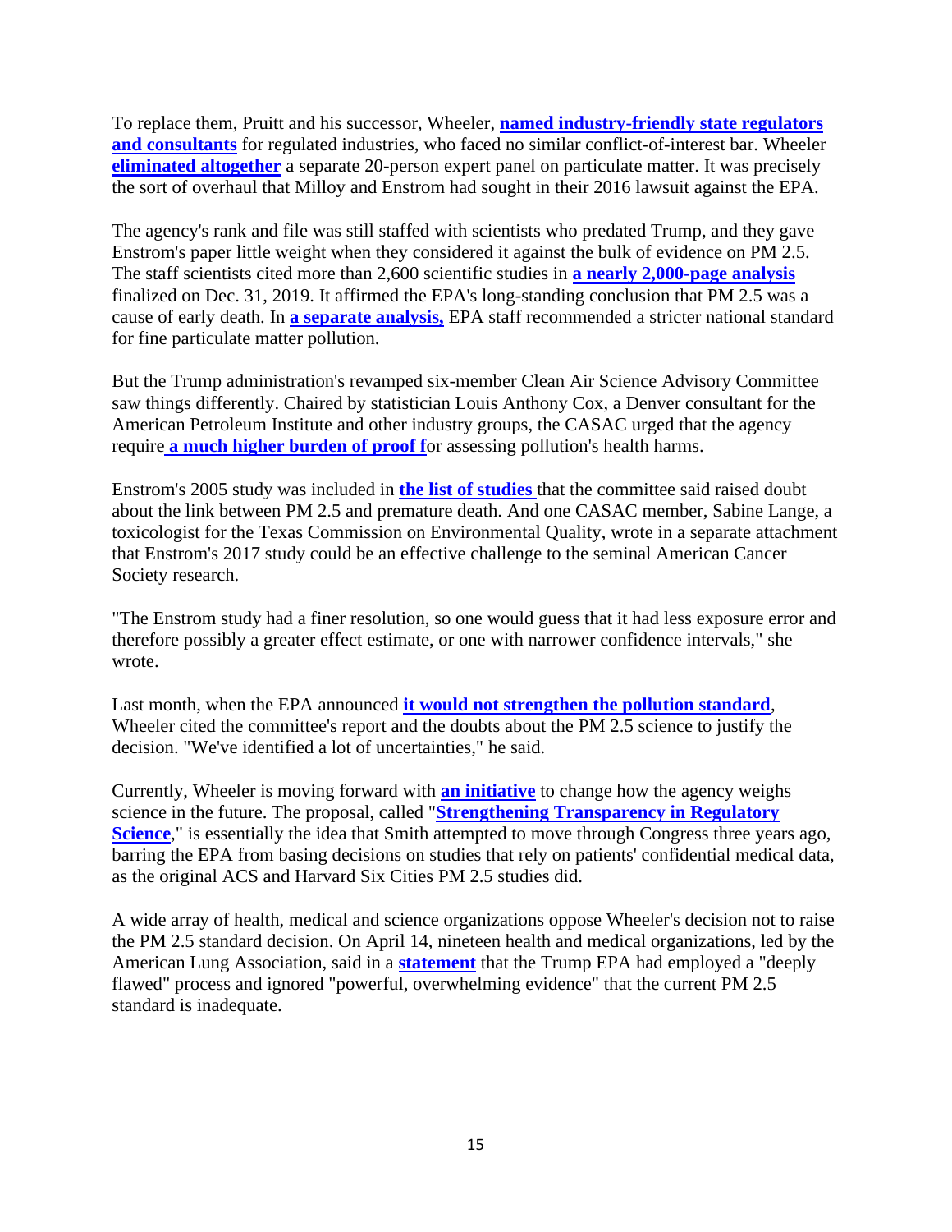To replace them, Pruitt and his successor, Wheeler, **named industry-friendly state regulators and consultants** for regulated industries, who faced no similar conflict-of-interest bar. Wheeler **eliminated altogether** a separate 20-person expert panel on particulate matter. It was precisely the sort of overhaul that Milloy and Enstrom had sought in their 2016 lawsuit against the EPA.

The agency's rank and file was still staffed with scientists who predated Trump, and they gave Enstrom's paper little weight when they considered it against the bulk of evidence on PM 2.5. The staff scientists cited more than 2,600 scientific studies in **a nearly 2,000-page analysis** finalized on Dec. 31, 2019. It affirmed the EPA's long-standing conclusion that PM 2.5 was a cause of early death. In **a separate analysis,** EPA staff recommended a stricter national standard for fine particulate matter pollution.

But the Trump administration's revamped six-member Clean Air Science Advisory Committee saw things differently. Chaired by statistician Louis Anthony Cox, a Denver consultant for the American Petroleum Institute and other industry groups, the CASAC urged that the agency require **a much higher burden of proof f**or assessing pollution's health harms.

Enstrom's 2005 study was included in **the list of studies** that the committee said raised doubt about the link between PM 2.5 and premature death. And one CASAC member, Sabine Lange, a toxicologist for the Texas Commission on Environmental Quality, wrote in a separate attachment that Enstrom's 2017 study could be an effective challenge to the seminal American Cancer Society research.

"The Enstrom study had a finer resolution, so one would guess that it had less exposure error and therefore possibly a greater effect estimate, or one with narrower confidence intervals," she wrote.

Last month, when the EPA announced **it would not strengthen the pollution standard**, Wheeler cited the committee's report and the doubts about the PM 2.5 science to justify the decision. "We've identified a lot of uncertainties," he said.

Currently, Wheeler is moving forward with **an initiative** to change how the agency weighs science in the future. The proposal, called "**Strengthening Transparency in Regulatory Science**," is essentially the idea that Smith attempted to move through Congress three years ago, barring the EPA from basing decisions on studies that rely on patients' confidential medical data, as the original ACS and Harvard Six Cities PM 2.5 studies did.

A wide array of health, medical and science organizations oppose Wheeler's decision not to raise the PM 2.5 standard decision. On April 14, nineteen health and medical organizations, led by the American Lung Association, said in a **statement** that the Trump EPA had employed a "deeply flawed" process and ignored "powerful, overwhelming evidence" that the current PM 2.5 standard is inadequate.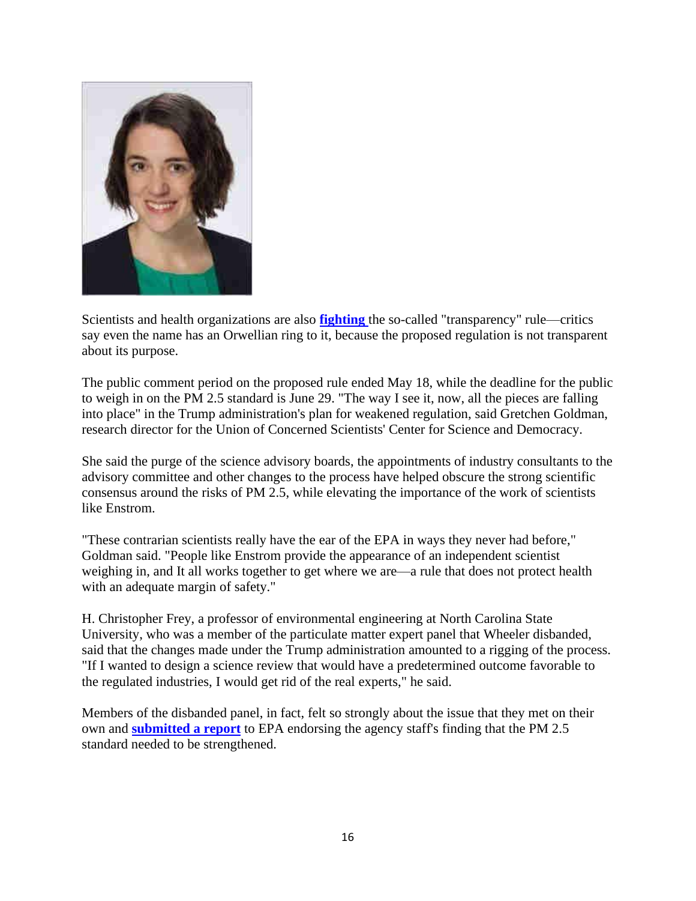Scientists and health organizations are also **fighting** the so-called "transparency" rule—critics say even the name has an Orwellian ring to it, because the proposed regulation is not transparent about its purpose.

The public comment period on the proposed rule ended May 18, while the deadline for the public to weigh in on the PM 2.5 standard is June 29. "The way I see it, now, all the pieces are falling into place" in the Trump administration's plan for weakened regulation, said Gretchen Goldman, research director for the Union of Concerned Scientists' Center for Science and Democracy.

She said the purge of the science advisory boards, the appointments of industry consultants to the advisory committee and other changes to the process have helped obscure the strong scientific consensus around the risks of PM 2.5, while elevating the importance of the work of scientists like Enstrom.

"These contrarian scientists really have the ear of the EPA in ways they never had before," Goldman said. "People like Enstrom provide the appearance of an independent scientist weighing in, and It all works together to get where we are—a rule that does not protect health with an adequate margin of safety."

H. Christopher Frey, a professor of environmental engineering at North Carolina State University, who was a member of the particulate matter expert panel that Wheeler disbanded, said that the changes made under the Trump administration amounted to a rigging of the process. "If I wanted to design a science review that would have a predetermined outcome favorable to the regulated industries, I would get rid of the real experts," he said.

Members of the disbanded panel, in fact, felt so strongly about the issue that they met on their own and **submitted a report** to EPA endorsing the agency staff's finding that the PM 2.5 standard needed to be strengthened.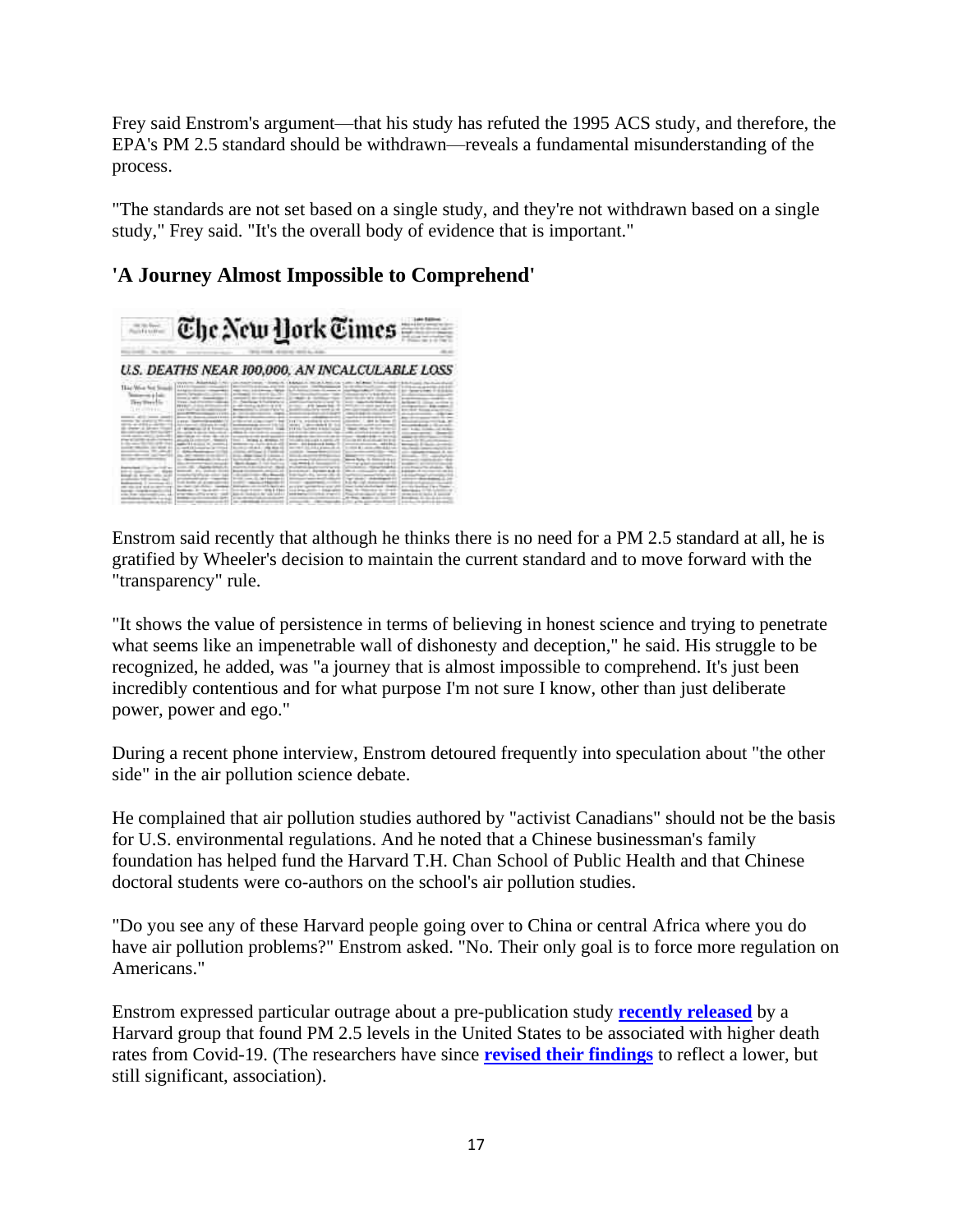Frey said Enstrom's argument—that his study has refuted the 1995 ACS study, and therefore, the EPA's PM 2.5 standard should be withdrawn—reveals a fundamental misunderstanding of the process.

"The standards are not set based on a single study, and they're not withdrawn based on a single study," Frey said. "It's the overall body of evidence that is important."

## 'A Journey Almost Impossible to Comprehend'

Enstrom said recently that although he thinks there is no need for a PM 2.5 standard at all, he is gratified by Wheeler's decision to maintain the current standard and to move forward with the "transparency" rule.

"It shows the value of persistence in terms of believing in honest science and trying to penetrate what seems like an impenetrable wall of dishonesty and deception," he said. His struggle to be recognized, he added, was "a journey that is almost impossible to comprehend. It's just been incredibly contentious and for what purpose I'm not sure I know, other than just deliberate power, power and ego."

During a recent phone interview, Enstrom detoured frequently into speculation about "the other side" in the air pollution science debate.

He complained that air pollution studies authored by "activist Canadians" should not be the basis for U.S. environmental regulations. And he noted that a Chinese businessman's family foundation has helped fund the Harvard T.H. Chan School of Public Health and that Chinese doctoral students were co-authors on the school's air pollution studies.

"Do you see any of these Harvard people going over to China or central Africa where you do have air pollution problems?" Enstrom asked. "No. Their only goal is to force more regulation on Americans."

Enstrom expressed particular outrage about a pre-publication study **recently released** by a Harvard group that found PM 2.5 levels in the United States to be associated with higher death rates from Covid-19. (The researchers have since **revised their findings** to reflect a lower, but still significant, association).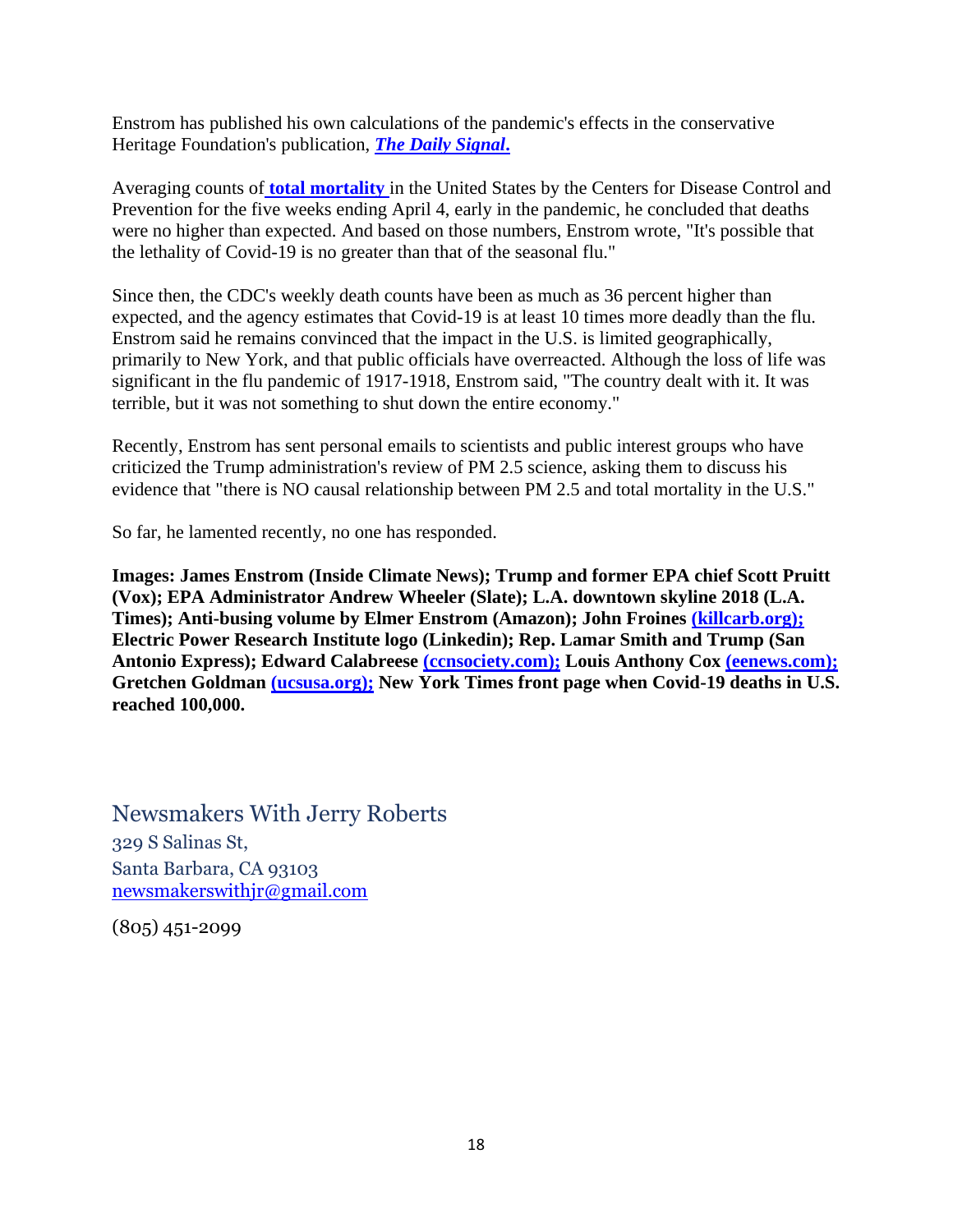Enstrom has published his own calculations of the pandemic's effects in the conservative Heritage Foundation's publication, ***The Daily Signal*.**

Averaging counts of **total mortality** in the United States by the Centers for Disease Control and Prevention for the five weeks ending April 4, early in the pandemic, he concluded that deaths were no higher than expected. And based on those numbers, Enstrom wrote, "It's possible that the lethality of Covid-19 is no greater than that of the seasonal flu."

Since then, the CDC's weekly death counts have been as much as 36 percent higher than expected, and the agency estimates that Covid-19 is at least 10 times more deadly than the flu. Enstrom said he remains convinced that the impact in the U.S. is limited geographically, primarily to New York, and that public officials have overreacted. Although the loss of life was significant in the flu pandemic of 1917-1918, Enstrom said, "The country dealt with it. It was terrible, but it was not something to shut down the entire economy."

Recently, Enstrom has sent personal emails to scientists and public interest groups who have criticized the Trump administration's review of PM 2.5 science, asking them to discuss his evidence that "there is NO causal relationship between PM 2.5 and total mortality in the U.S."

So far, he lamented recently, no one has responded.

**Images: James Enstrom (Inside Climate News); Trump and former EPA chief Scott Pruitt (Vox); EPA Administrator Andrew Wheeler (Slate); L.A. downtown skyline 2018 (L.A. Times); Anti-busing volume by Elmer Enstrom (Amazon); John Froines (killcarb.org); Electric Power Research Institute logo (Linkedin); Rep. Lamar Smith and Trump (San Antonio Express); Edward Calabreese (ccnsociety.com); Louis Anthony Cox (eenews.com); Gretchen Goldman (ucsusa.org); New York Times front page when Covid-19 deaths in U.S. reached 100,000.**

## Newsmakers With Jerry Roberts

329 S Salinas St,
Santa Barbara, CA 93103
newsmakerswithjr@gmail.com

(805) 451-2099